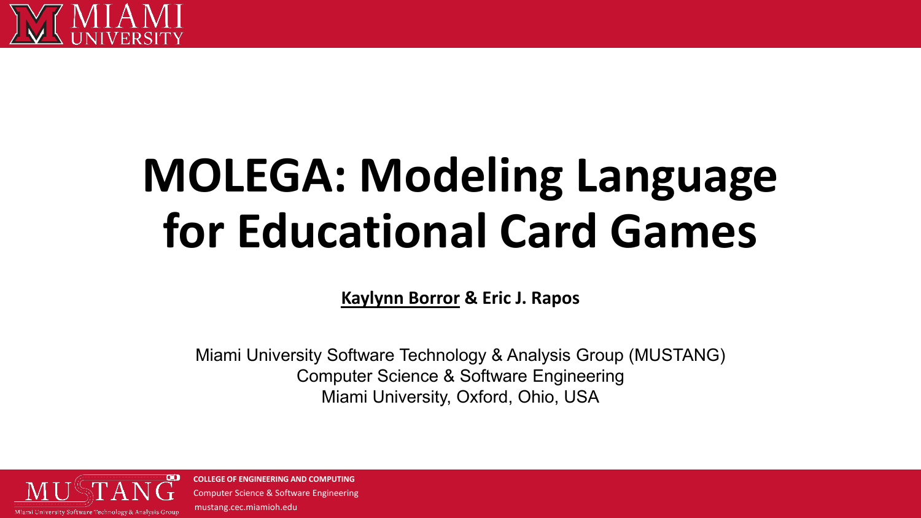# MOLEGA: Modeling Language for Educational Card Games

**Kaylynn Borror** & **Eric J. Rapos**

Miami University Software Technology & Analysis Group (MUSTANG)
Computer Science & Software Engineering
Miami University, Oxford, Ohio, USA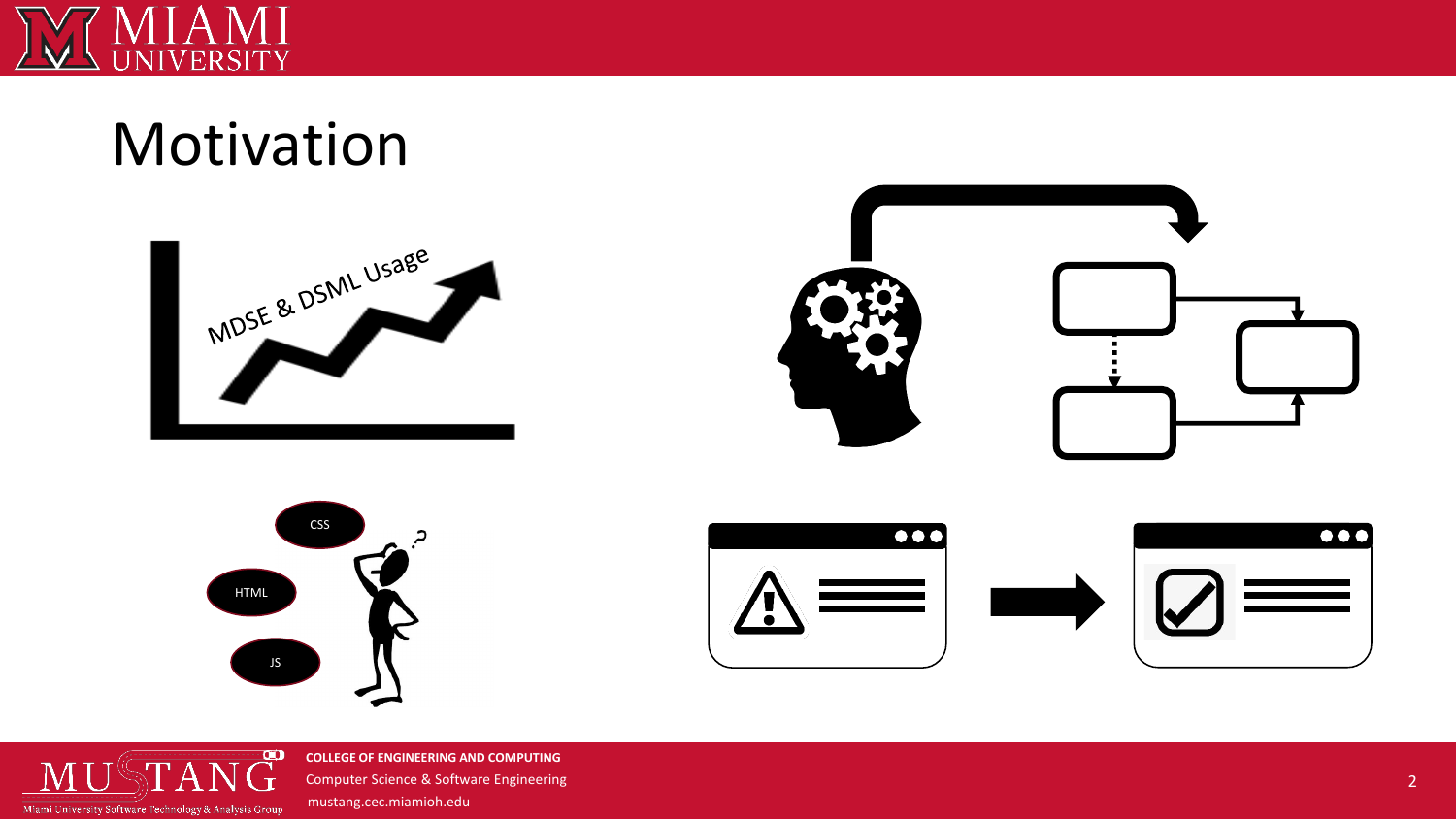# Motivation

MDSE & DSML Usage

CSS

HTML

JS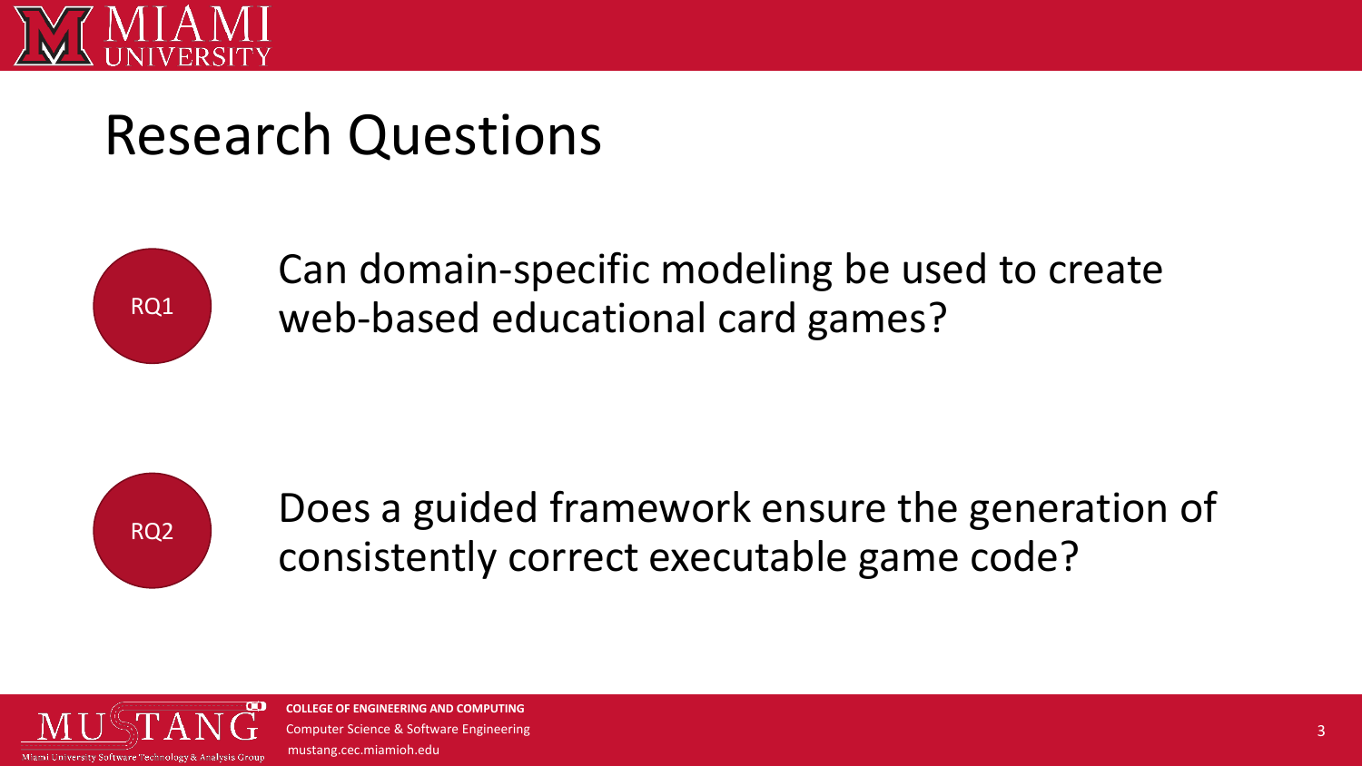# Research Questions

**RQ1** Can domain-specific modeling be used to create web-based educational card games?

**RQ2** Does a guided framework ensure the generation of consistently correct executable game code?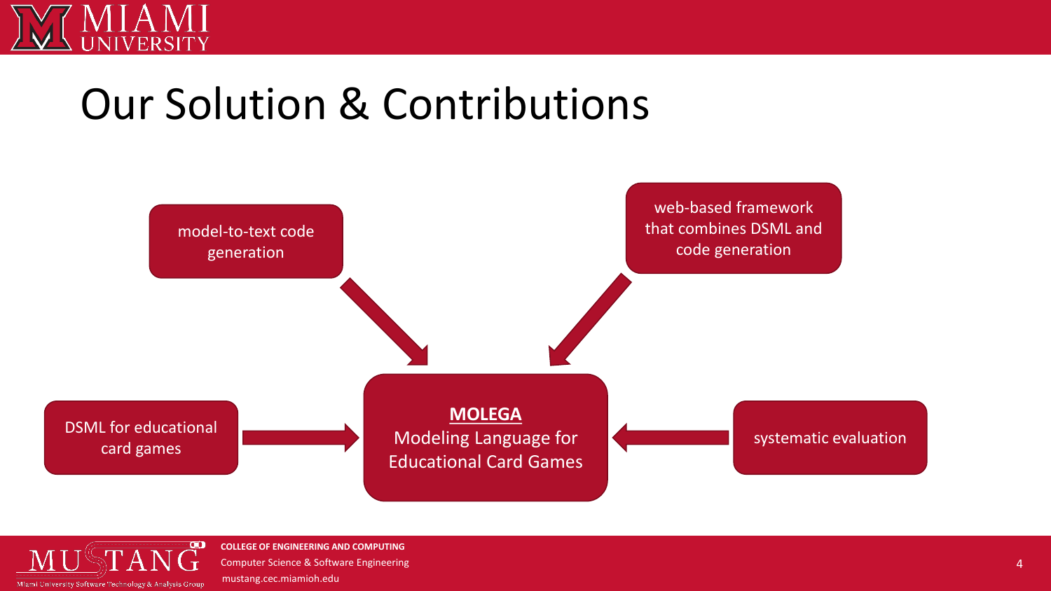# Our Solution & Contributions

- model-to-text code generation
- web-based framework that combines DSML and code generation
- DSML for educational card games
- systematic evaluation

**MOLEGA**
Modeling Language for Educational Card Games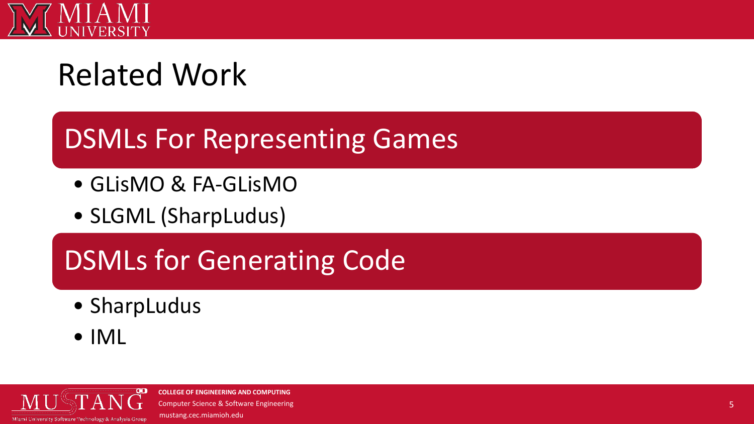# Related Work

## DSMLs For Representing Games

- GLisMO & FA-GLisMO
- SLGML (SharpLudus)

## DSMLs for Generating Code

- SharpLudus
- IML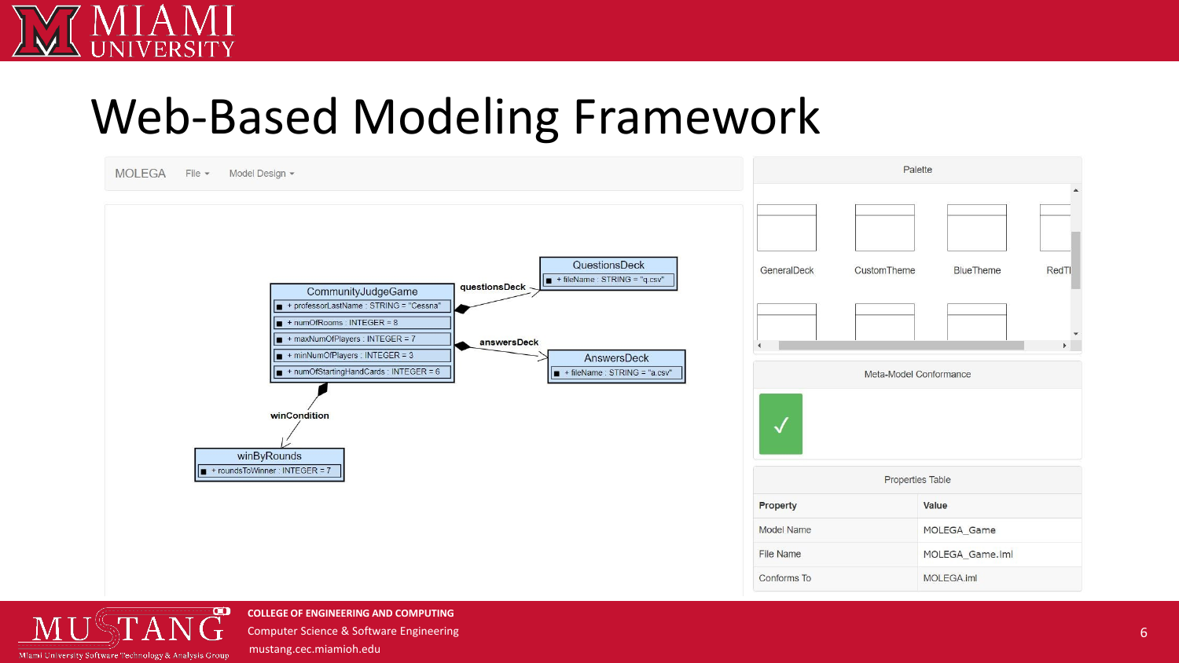# Web-Based Modeling Framework

MOLEGA File ▾ Model Design ▾

CommunityJudgeGame
- + professorLastName : STRING = "Cessna"
- + numOfRooms : INTEGER = 8
- + maxNumOfPlayers : INTEGER = 7
- + minNumOfPlayers : INTEGER = 3
- + numOfStartingHandCards : INTEGER = 6

questionsDeck → QuestionsDeck
- + fileName : STRING = "q.csv"

answersDeck → AnswersDeck
- + fileName : STRING = "a.csv"

winCondition → winByRounds
- + roundsToWinner : INTEGER = 7

Palette

GeneralDeck CustomTheme BlueTheme RedTl

Meta-Model Conformance

✓

Properties Table

| Property | Value |
| --- | --- |
| Model Name | MOLEGA_Game |
| File Name | MOLEGA_Game.lml |
| Conforms To | MOLEGA.lml |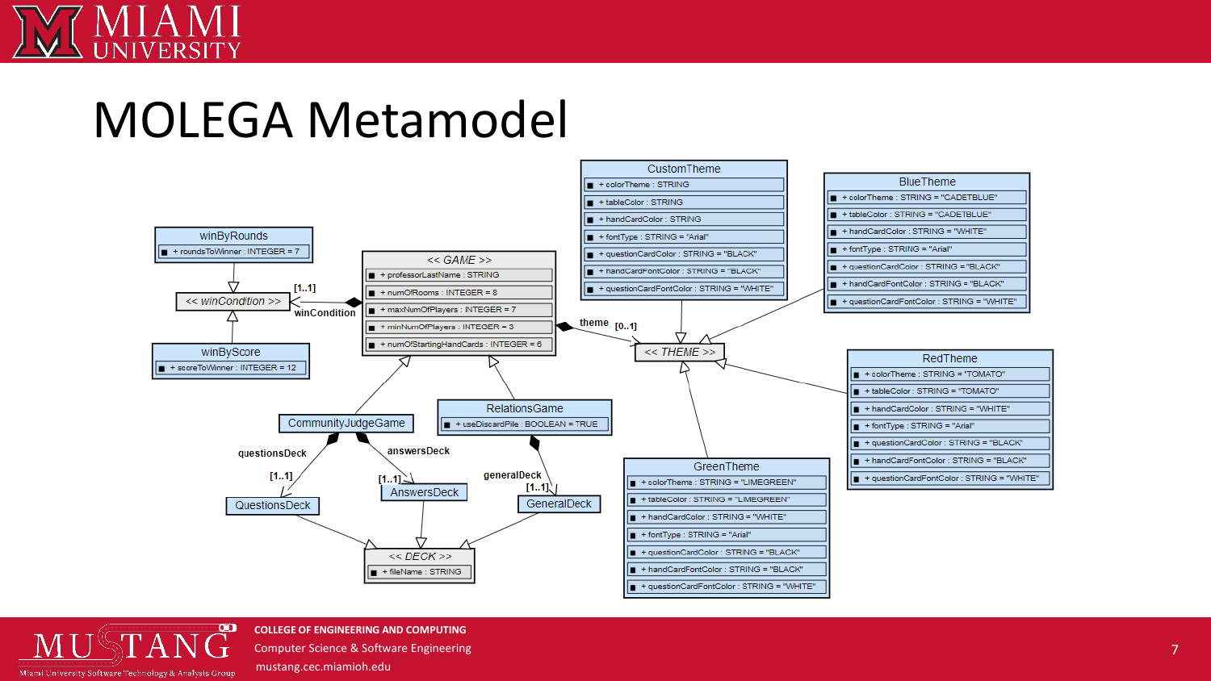# MOLEGA Metamodel

**winByRounds**
- + roundsToWinner : INTEGER = 7

**<< winCondition >>**

**winByScore**
- + scoreToWinner : INTEGER = 12

**<< GAME >>**
- + professorLastName : STRING
- + numOfRooms : INTEGER = 8
- + maxNumOfPlayers : INTEGER = 7
- + minNumOfPlayers : INTEGER = 3
- + numOfStartingHandCards : INTEGER = 6

winCondition [1..1]

theme [0..1]

**CustomTheme**
- + colorTheme : STRING
- + tableColor : STRING
- + handCardColor : STRING
- + fontType : STRING = "Arial"
- + questionCardColor : STRING = "BLACK"
- + handCardFontColor : STRING = "BLACK"
- + questionCardFontColor : STRING = "WHITE"

**BlueTheme**
- + colorTheme : STRING = "CADETBLUE"
- + tableColor : STRING = "CADETBLUE"
- + handCardColor : STRING = "WHITE"
- + fontType : STRING = "Arial"
- + questionCardColor : STRING = "BLACK"
- + handCardFontColor : STRING = "BLACK"
- + questionCardFontColor : STRING = "WHITE"

**<< THEME >>**

**RedTheme**
- + colorTheme : STRING = "TOMATO"
- + tableColor : STRING = "TOMATO"
- + handCardColor : STRING = "WHITE"
- + fontType : STRING = "Arial"
- + questionCardColor : STRING = "BLACK"
- + handCardFontColor : STRING = "BLACK"
- + questionCardFontColor : STRING = "WHITE"

**GreenTheme**
- + colorTheme : STRING = "LIMEGREEN"
- + tableColor : STRING = "LIMEGREEN"
- + handCardColor : STRING = "WHITE"
- + fontType : STRING = "Arial"
- + questionCardColor : STRING = "BLACK"
- + handCardFontColor : STRING = "BLACK"
- + questionCardFontColor : STRING = "WHITE"

**CommunityJudgeGame**

**RelationsGame**
- + useDiscardPile : BOOLEAN = TRUE

questionsDeck [1..1]

answersDeck [1..1]

generalDeck [1..1]

**QuestionsDeck**

**AnswersDeck**

**GeneralDeck**

**<< DECK >>**
- + fileName : STRING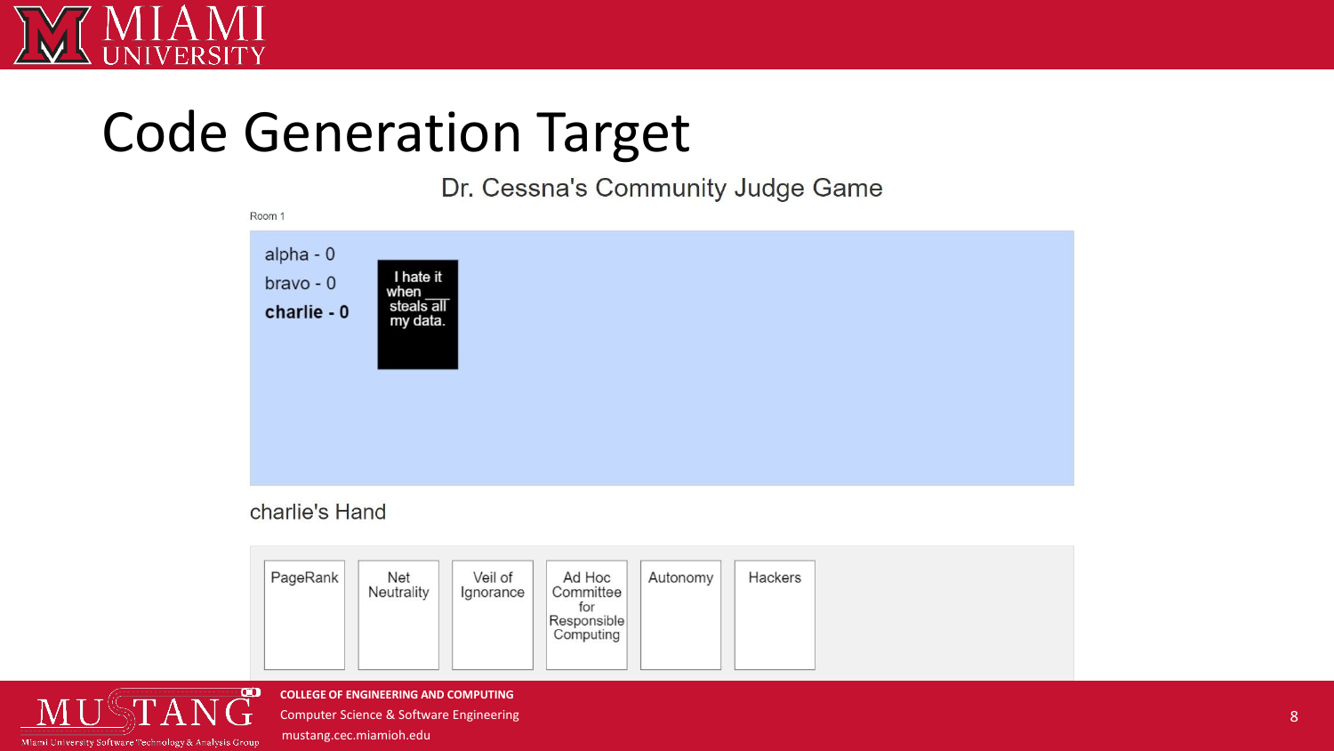# Code Generation Target

Dr. Cessna's Community Judge Game

Room 1

alpha - 0

bravo - 0

**charlie - 0**

I hate it when ___ steals all my data.

charlie's Hand

PageRank

Net Neutrality

Veil of Ignorance

Ad Hoc Committee for Responsible Computing

Autonomy

Hackers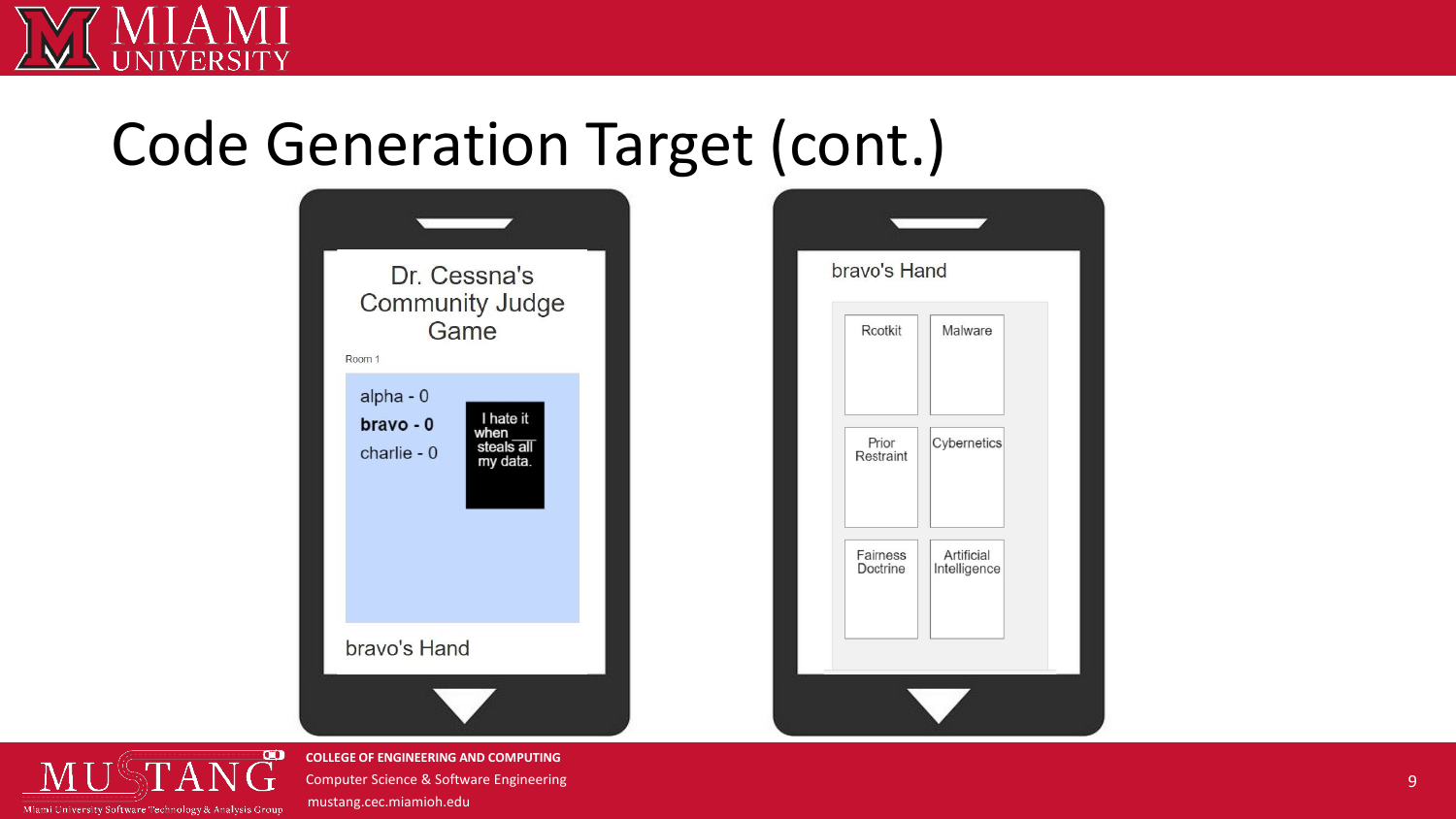# Code Generation Target (cont.)

Dr. Cessna's Community Judge Game

Room 1

alpha - 0

**bravo - 0**

charlie - 0

I hate it when ___ steals all my data.

bravo's Hand

bravo's Hand

| Rootkit | Malware |
| --- | --- |
| Prior Restraint | Cybernetics |
| Fairness Doctrine | Artificial Intelligence |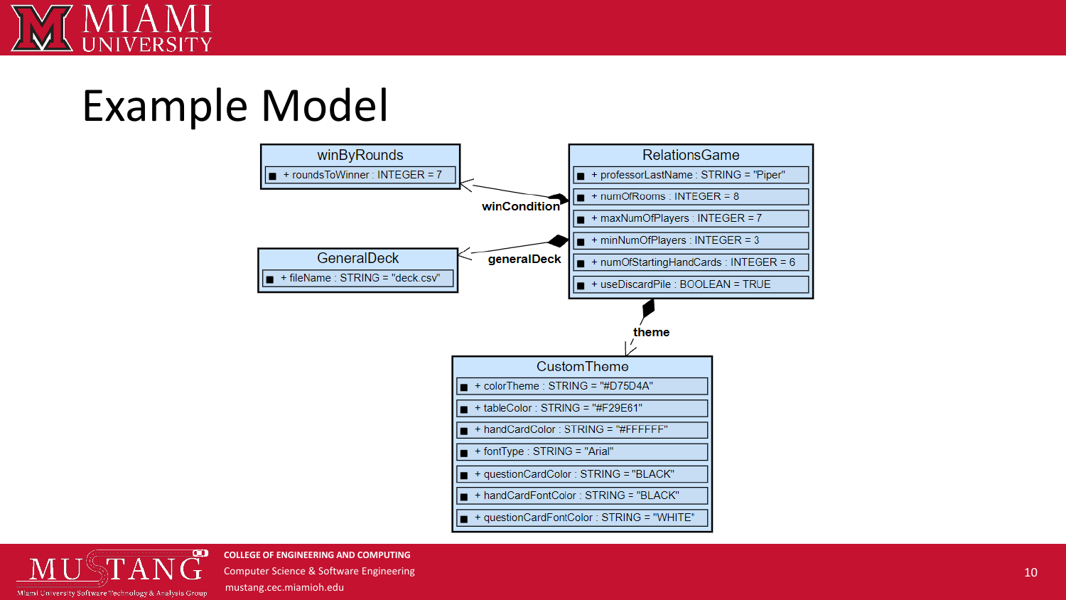# Example Model

**winByRounds**
- + roundsToWinner : INTEGER = 7

**RelationsGame**
- + professorLastName : STRING = "Piper"
- + numOfRooms : INTEGER = 8
- + maxNumOfPlayers : INTEGER = 7
- + minNumOfPlayers : INTEGER = 3
- + numOfStartingHandCards : INTEGER = 6
- + useDiscardPile : BOOLEAN = TRUE

**GeneralDeck**
- + fileName : STRING = "deck.csv"

**CustomTheme**
- + colorTheme : STRING = "#D75D4A"
- + tableColor : STRING = "#F29E61"
- + handCardColor : STRING = "#FFFFFF"
- + fontType : STRING = "Arial"
- + questionCardColor : STRING = "BLACK"
- + handCardFontColor : STRING = "BLACK"
- + questionCardFontColor : STRING = "WHITE"

Relationships:
- RelationsGame — **winCondition** → winByRounds
- RelationsGame — **generalDeck** → GeneralDeck
- RelationsGame — **theme** → CustomTheme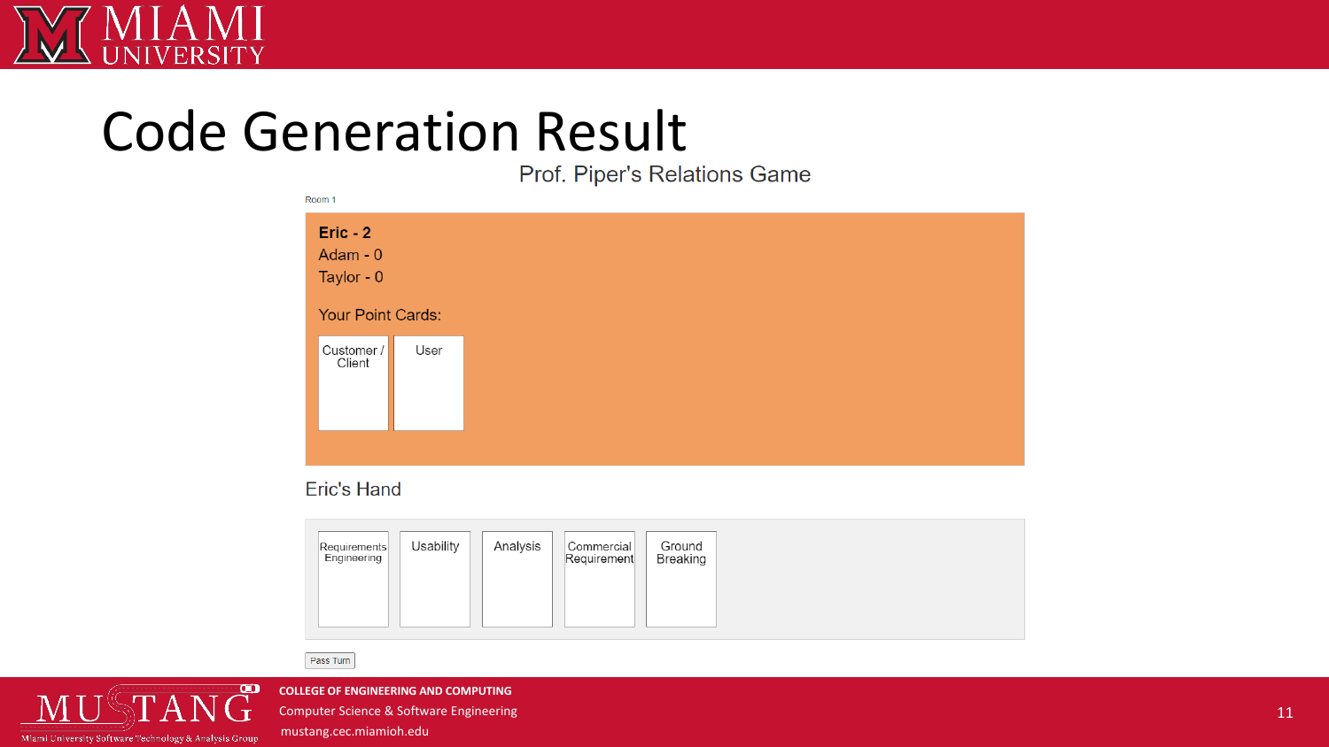# Code Generation Result

Prof. Piper's Relations Game

Room 1

**Eric - 2**
Adam - 0
Taylor - 0

Your Point Cards:

- Customer / Client
- User

Eric's Hand

- Requirements Engineering
- Usability
- Analysis
- Commercial Requirement
- Ground Breaking

Pass Turn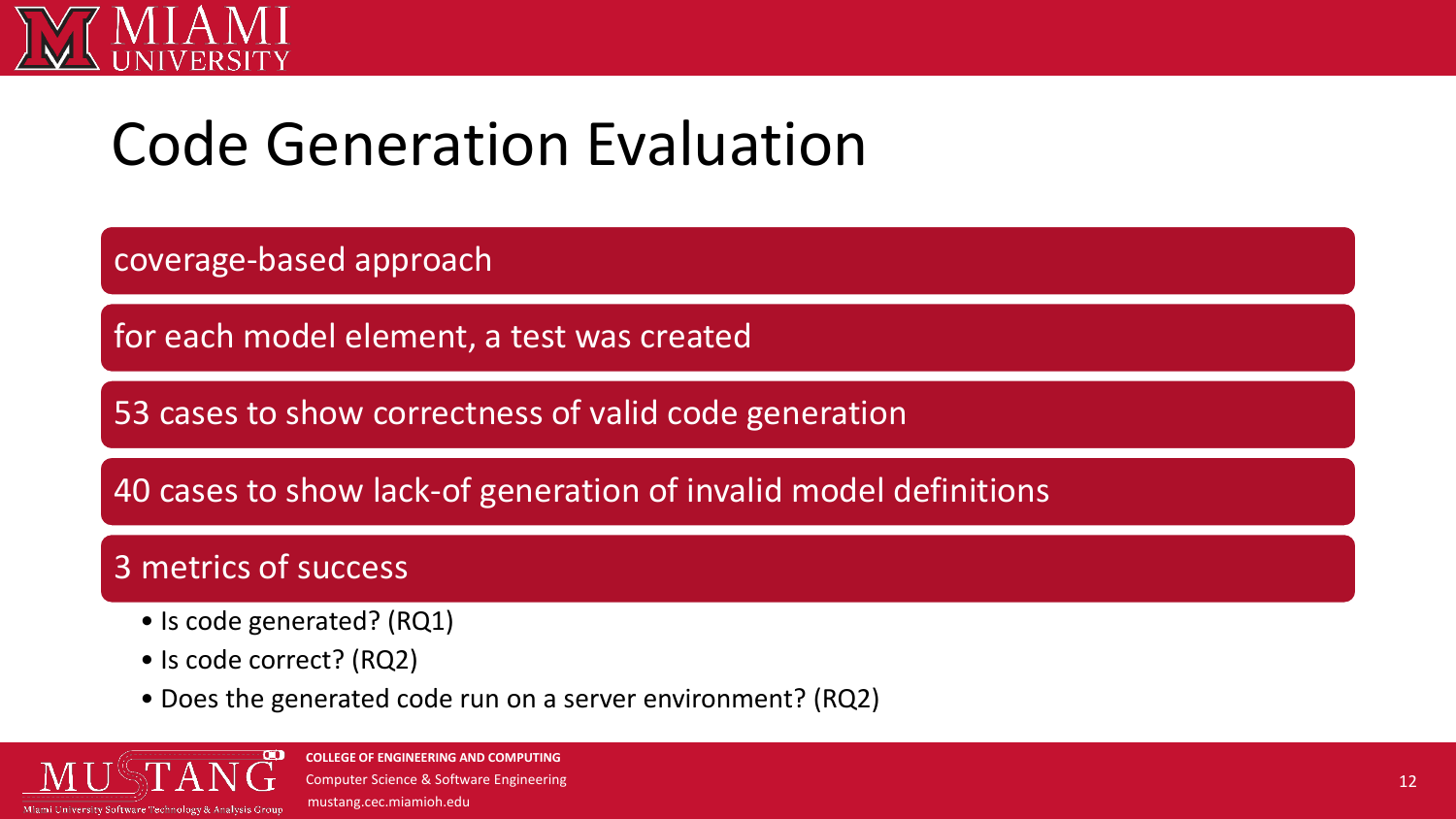# Code Generation Evaluation

coverage-based approach

for each model element, a test was created

53 cases to show correctness of valid code generation

40 cases to show lack-of generation of invalid model definitions

3 metrics of success

- Is code generated? (RQ1)
- Is code correct? (RQ2)
- Does the generated code run on a server environment? (RQ2)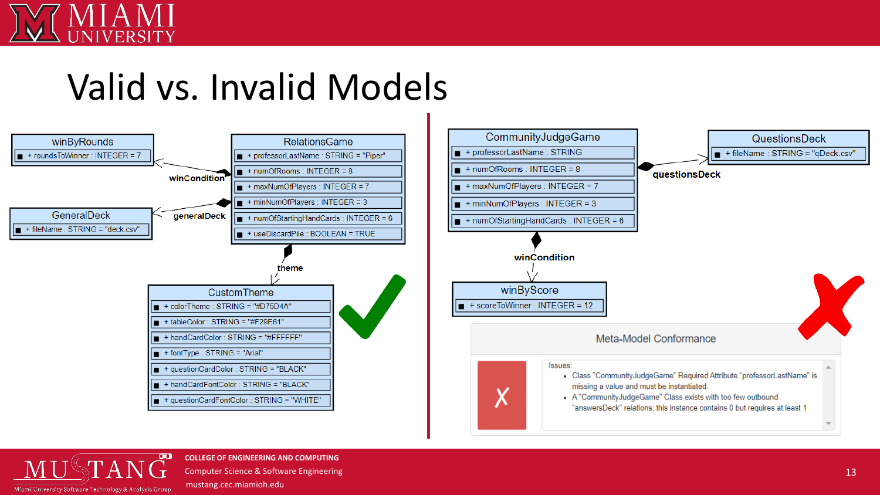# Valid vs. Invalid Models

**Valid model:**

winByRounds
- + roundsToWinner : INTEGER = 7

GeneralDeck
- + fileName : STRING = "deck.csv"

RelationsGame
- + professorLastName : STRING = "Piper"
- + numOfRooms : INTEGER = 8
- + maxNumOfPlayers : INTEGER = 7
- + minNumOfPlayers : INTEGER = 3
- + numOfStartingHandCards : INTEGER = 6
- + useDiscardPile : BOOLEAN = TRUE

Relations: winCondition (RelationsGame → winByRounds), generalDeck (RelationsGame → GeneralDeck), theme (RelationsGame → CustomTheme)

CustomTheme
- + colorTheme : STRING = "#D75D4A"
- + tableColor : STRING = "#F29E61"
- + handCardColor : STRING = "#FFFFFF"
- + fontType : STRING = "Arial"
- + questionCardColor : STRING = "BLACK"
- + handCardFontColor : STRING = "BLACK"
- + questionCardFontColor : STRING = "WHITE"

**Invalid model:**

CommunityJudgeGame
- + professorLastName : STRING
- + numOfRooms : INTEGER = 8
- + maxNumOfPlayers : INTEGER = 7
- + minNumOfPlayers : INTEGER = 3
- + numOfStartingHandCards : INTEGER = 6

QuestionsDeck
- + fileName : STRING = "qDeck.csv"

Relations: questionsDeck (CommunityJudgeGame → QuestionsDeck), winCondition (CommunityJudgeGame → winByScore)

winByScore
- + scoreToWinner : INTEGER = 12

**Meta-Model Conformance**

Issues:
- Class "CommunityJudgeGame" Required Attribute "professorLastName" is missing a value and must be instantiated.
- A "CommunityJudgeGame" Class exists with too few outbound "answersDeck" relations; this instance contains 0 but requires at least 1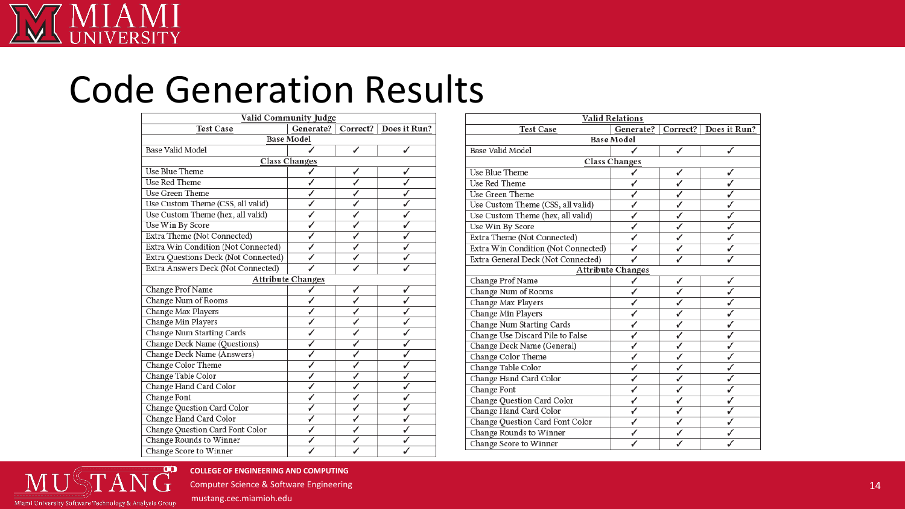# Code Generation Results

| Valid Community Judge | | | |
|---|---|---|---|
| **Test Case** | **Generate?** | **Correct?** | **Does it Run?** |
| **Base Model** | | | |
| Base Valid Model | ✓ | ✓ | ✓ |
| **Class Changes** | | | |
| Use Blue Theme | ✓ | ✓ | ✓ |
| Use Red Theme | ✓ | ✓ | ✓ |
| Use Green Theme | ✓ | ✓ | ✓ |
| Use Custom Theme (CSS, all valid) | ✓ | ✓ | ✓ |
| Use Custom Theme (hex, all valid) | ✓ | ✓ | ✓ |
| Use Win By Score | ✓ | ✓ | ✓ |
| Extra Theme (Not Connected) | ✓ | ✓ | ✓ |
| Extra Win Condition (Not Connected) | ✓ | ✓ | ✓ |
| Extra Questions Deck (Not Connected) | ✓ | ✓ | ✓ |
| Extra Answers Deck (Not Connected) | ✓ | ✓ | ✓ |
| **Attribute Changes** | | | |
| Change Prof Name | ✓ | ✓ | ✓ |
| Change Num of Rooms | ✓ | ✓ | ✓ |
| Change Max Players | ✓ | ✓ | ✓ |
| Change Min Players | ✓ | ✓ | ✓ |
| Change Num Starting Cards | ✓ | ✓ | ✓ |
| Change Deck Name (Questions) | ✓ | ✓ | ✓ |
| Change Deck Name (Answers) | ✓ | ✓ | ✓ |
| Change Color Theme | ✓ | ✓ | ✓ |
| Change Table Color | ✓ | ✓ | ✓ |
| Change Hand Card Color | ✓ | ✓ | ✓ |
| Change Font | ✓ | ✓ | ✓ |
| Change Question Card Color | ✓ | ✓ | ✓ |
| Change Hand Card Color | ✓ | ✓ | ✓ |
| Change Question Card Font Color | ✓ | ✓ | ✓ |
| Change Rounds to Winner | ✓ | ✓ | ✓ |
| Change Score to Winner | ✓ | ✓ | ✓ |

| Valid Relations | | | |
|---|---|---|---|
| **Test Case** | **Generate?** | **Correct?** | **Does it Run?** |
| **Base Model** | | | |
| Base Valid Model | ✓ | ✓ | ✓ |
| **Class Changes** | | | |
| Use Blue Theme | ✓ | ✓ | ✓ |
| Use Red Theme | ✓ | ✓ | ✓ |
| Use Green Theme | ✓ | ✓ | ✓ |
| Use Custom Theme (CSS, all valid) | ✓ | ✓ | ✓ |
| Use Custom Theme (hex, all valid) | ✓ | ✓ | ✓ |
| Use Win By Score | ✓ | ✓ | ✓ |
| Extra Theme (Not Connected) | ✓ | ✓ | ✓ |
| Extra Win Condition (Not Connected) | ✓ | ✓ | ✓ |
| Extra General Deck (Not Connected) | ✓ | ✓ | ✓ |
| **Attribute Changes** | | | |
| Change Prof Name | ✓ | ✓ | ✓ |
| Change Num of Rooms | ✓ | ✓ | ✓ |
| Change Max Players | ✓ | ✓ | ✓ |
| Change Min Players | ✓ | ✓ | ✓ |
| Change Num Starting Cards | ✓ | ✓ | ✓ |
| Change Use Discard Pile to False | ✓ | ✓ | ✓ |
| Change Deck Name (General) | ✓ | ✓ | ✓ |
| Change Color Theme | ✓ | ✓ | ✓ |
| Change Table Color | ✓ | ✓ | ✓ |
| Change Hand Card Color | ✓ | ✓ | ✓ |
| Change Font | ✓ | ✓ | ✓ |
| Change Question Card Color | ✓ | ✓ | ✓ |
| Change Hand Card Color | ✓ | ✓ | ✓ |
| Change Question Card Font Color | ✓ | ✓ | ✓ |
| Change Rounds to Winner | ✓ | ✓ | ✓ |
| Change Score to Winner | ✓ | ✓ | ✓ |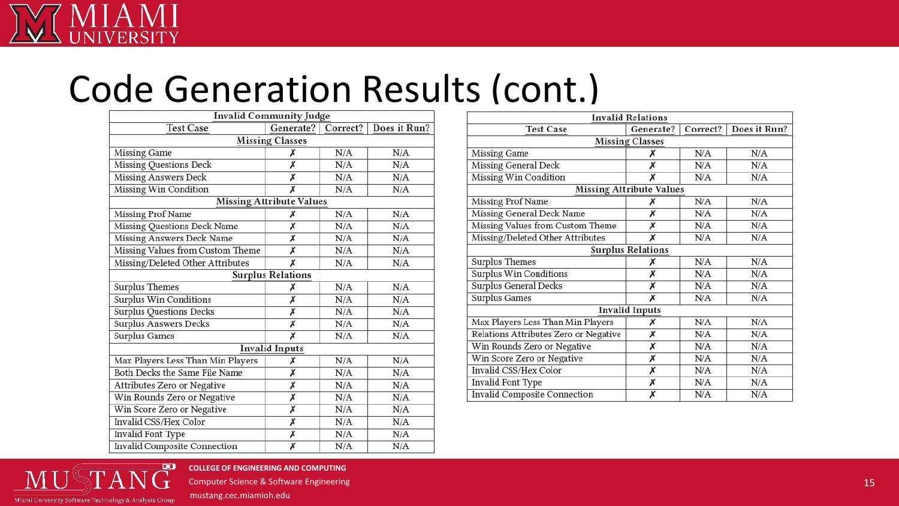# Code Generation Results (cont.)

| Invalid Community Judge | | | |
|---|---|---|---|
| Test Case | Generate? | Correct? | Does it Run? |
| **Missing Classes** | | | |
| Missing Game | ✗ | N/A | N/A |
| Missing Questions Deck | ✗ | N/A | N/A |
| Missing Answers Deck | ✗ | N/A | N/A |
| Missing Win Condition | ✗ | N/A | N/A |
| **Missing Attribute Values** | | | |
| Missing Prof Name | ✗ | N/A | N/A |
| Missing Questions Deck Name | ✗ | N/A | N/A |
| Missing Answers Deck Name | ✗ | N/A | N/A |
| Missing Values from Custom Theme | ✗ | N/A | N/A |
| Missing/Deleted Other Attributes | ✗ | N/A | N/A |
| **Surplus Relations** | | | |
| Surplus Themes | ✗ | N/A | N/A |
| Surplus Win Conditions | ✗ | N/A | N/A |
| Surplus Questions Decks | ✗ | N/A | N/A |
| Surplus Answers Decks | ✗ | N/A | N/A |
| Surplus Games | ✗ | N/A | N/A |
| **Invalid Inputs** | | | |
| Max Players Less Than Min Players | ✗ | N/A | N/A |
| Both Decks the Same File Name | ✗ | N/A | N/A |
| Attributes Zero or Negative | ✗ | N/A | N/A |
| Win Rounds Zero or Negative | ✗ | N/A | N/A |
| Win Score Zero or Negative | ✗ | N/A | N/A |
| Invalid CSS/Hex Color | ✗ | N/A | N/A |
| Invalid Font Type | ✗ | N/A | N/A |
| Invalid Composite Connection | ✗ | N/A | N/A |

| Invalid Relations | | | |
|---|---|---|---|
| Test Case | Generate? | Correct? | Does it Run? |
| **Missing Classes** | | | |
| Missing Game | ✗ | N/A | N/A |
| Missing General Deck | ✗ | N/A | N/A |
| Missing Win Condition | ✗ | N/A | N/A |
| **Missing Attribute Values** | | | |
| Missing Prof Name | ✗ | N/A | N/A |
| Missing General Deck Name | ✗ | N/A | N/A |
| Missing Values from Custom Theme | ✗ | N/A | N/A |
| Missing/Deleted Other Attributes | ✗ | N/A | N/A |
| **Surplus Relations** | | | |
| Surplus Themes | ✗ | N/A | N/A |
| Surplus Win Conditions | ✗ | N/A | N/A |
| Surplus General Decks | ✗ | N/A | N/A |
| Surplus Games | ✗ | N/A | N/A |
| **Invalid Inputs** | | | |
| Max Players Less Than Min Players | ✗ | N/A | N/A |
| Relations Attributes Zero or Negative | ✗ | N/A | N/A |
| Win Rounds Zero or Negative | ✗ | N/A | N/A |
| Win Score Zero or Negative | ✗ | N/A | N/A |
| Invalid CSS/Hex Color | ✗ | N/A | N/A |
| Invalid Font Type | ✗ | N/A | N/A |
| Invalid Composite Connection | ✗ | N/A | N/A |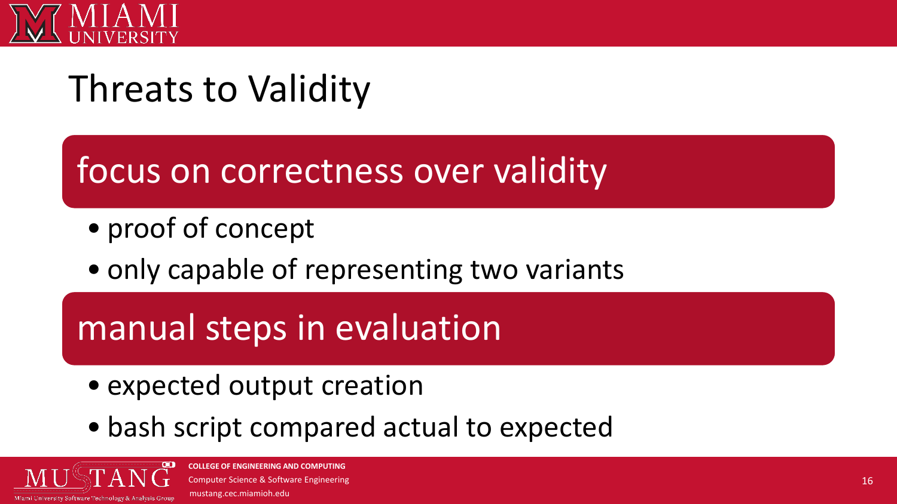# Threats to Validity

## focus on correctness over validity

- proof of concept
- only capable of representing two variants

## manual steps in evaluation

- expected output creation
- bash script compared actual to expected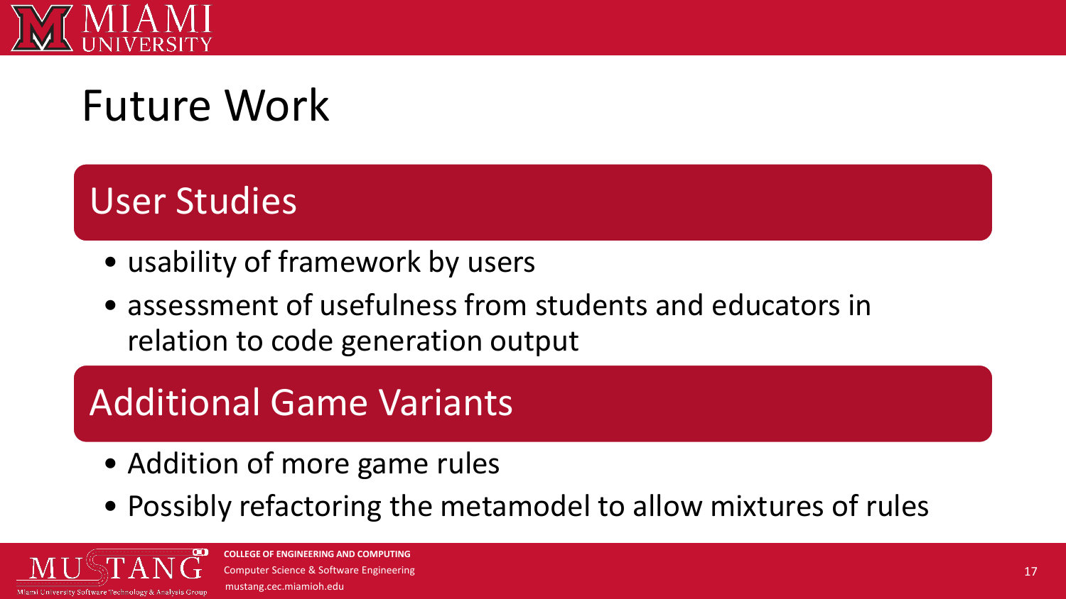# Future Work

## User Studies

- usability of framework by users
- assessment of usefulness from students and educators in relation to code generation output

## Additional Game Variants

- Addition of more game rules
- Possibly refactoring the metamodel to allow mixtures of rules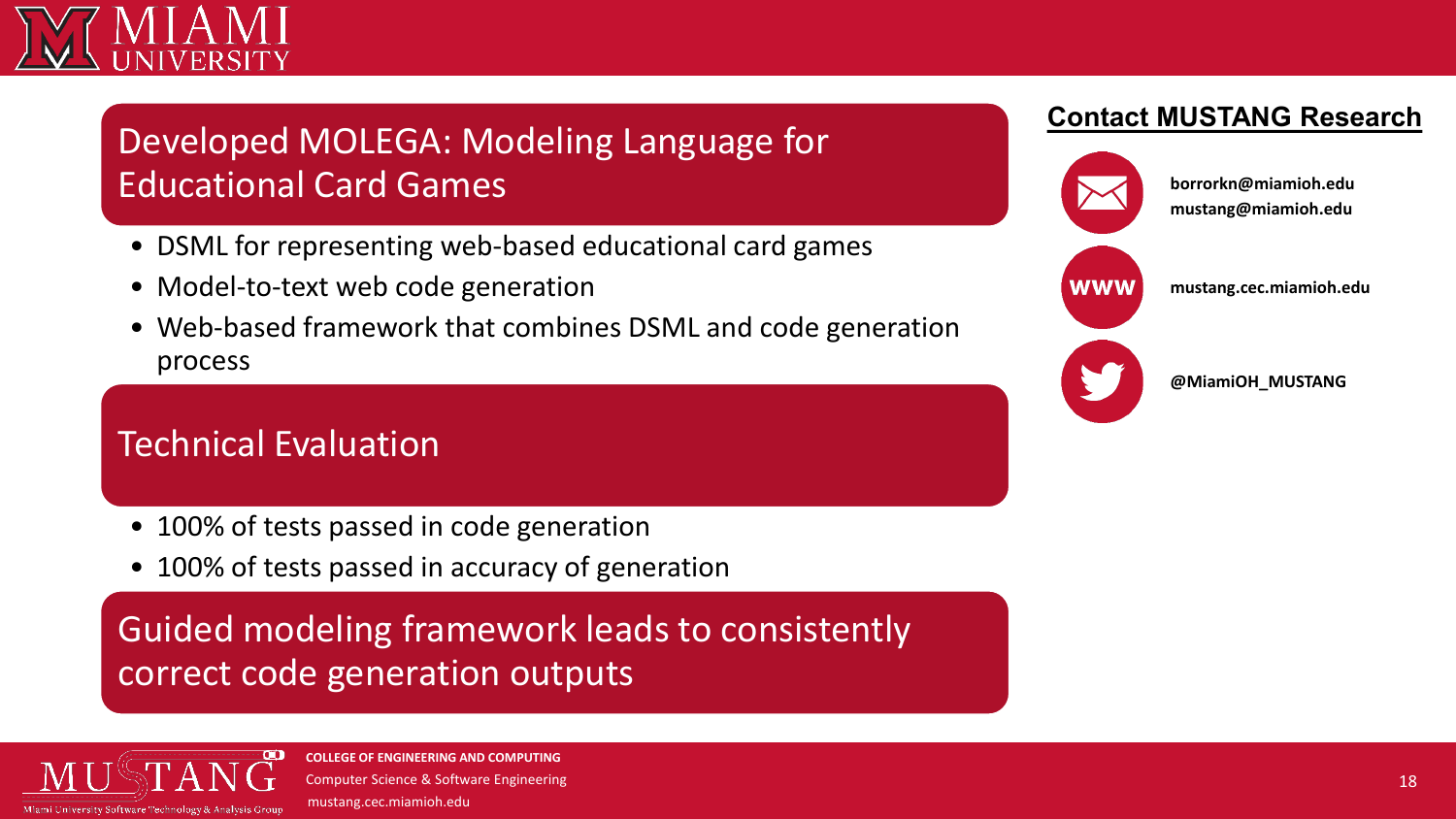## Developed MOLEGA: Modeling Language for Educational Card Games

- DSML for representing web-based educational card games
- Model-to-text web code generation
- Web-based framework that combines DSML and code generation process

## Technical Evaluation

- 100% of tests passed in code generation
- 100% of tests passed in accuracy of generation

## Guided modeling framework leads to consistently correct code generation outputs

**Contact MUSTANG Research**

**borrorkn@miamioh.edu**
**mustang@miamioh.edu**

**mustang.cec.miamioh.edu**

**@MiamiOH_MUSTANG**